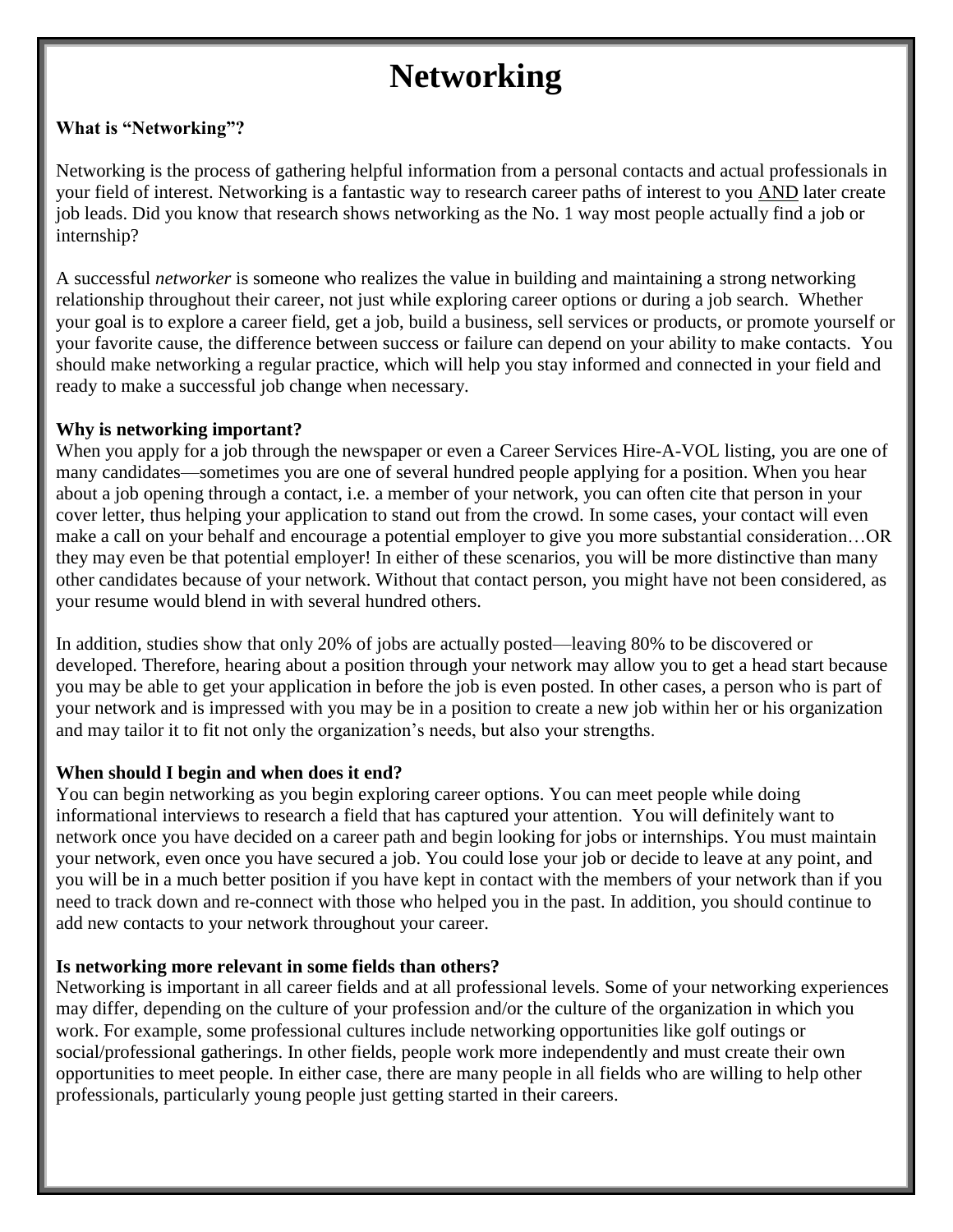# Networking

### What is "Networking"?

Networking is the process of gathering helpful information from a personal contacts and actual professionals in your field of interest. Networking is a fantastic way to research career paths of interest to you AND later create job leads. Did you know that research shows networking as the No. 1 way most people actually find a job or internship?

A successful *networker* is someone who realizes the value in building and maintaining a strong networking relationship throughout their career, not just while exploring career options or during a job search. Whether your goal is to explore a career field, get a job, build a business, sell services or products, or promote yourself or your favorite cause, the difference between success or failure can depend on your ability to make contacts. You should make networking a regular practice, which will help you stay informed and connected in your field and ready to make a successful job change when necessary.

### Why is networking important?

When you apply for a job through the newspaper or even a Career Services Hire-A-VOL listing, you are one of many candidates—sometimes you are one of several hundred people applying for a position. When you hear about a job opening through a contact, i.e. a member of your network, you can often cite that person in your cover letter, thus helping your application to stand out from the crowd. In some cases, your contact will even make a call on your behalf and encourage a potential employer to give you more substantial consideration…OR they may even be that potential employer! In either of these scenarios, you will be more distinctive than many other candidates because of your network. Without that contact person, you might have not been considered, as your resume would blend in with several hundred others.

In addition, studies show that only 20% of jobs are actually posted—leaving 80% to be discovered or developed. Therefore, hearing about a position through your network may allow you to get a head start because you may be able to get your application in before the job is even posted. In other cases, a person who is part of your network and is impressed with you may be in a position to create a new job within her or his organization and may tailor it to fit not only the organization's needs, but also your strengths.

### When should I begin and when does it end?

You can begin networking as you begin exploring career options. You can meet people while doing informational interviews to research a field that has captured your attention. You will definitely want to network once you have decided on a career path and begin looking for jobs or internships. You must maintain your network, even once you have secured a job. You could lose your job or decide to leave at any point, and you will be in a much better position if you have kept in contact with the members of your network than if you need to track down and re-connect with those who helped you in the past. In addition, you should continue to add new contacts to your network throughout your career.

### Is networking more relevant in some fields than others?

Networking is important in all career fields and at all professional levels. Some of your networking experiences may differ, depending on the culture of your profession and/or the culture of the organization in which you work. For example, some professional cultures include networking opportunities like golf outings or social/professional gatherings. In other fields, people work more independently and must create their own opportunities to meet people. In either case, there are many people in all fields who are willing to help other professionals, particularly young people just getting started in their careers.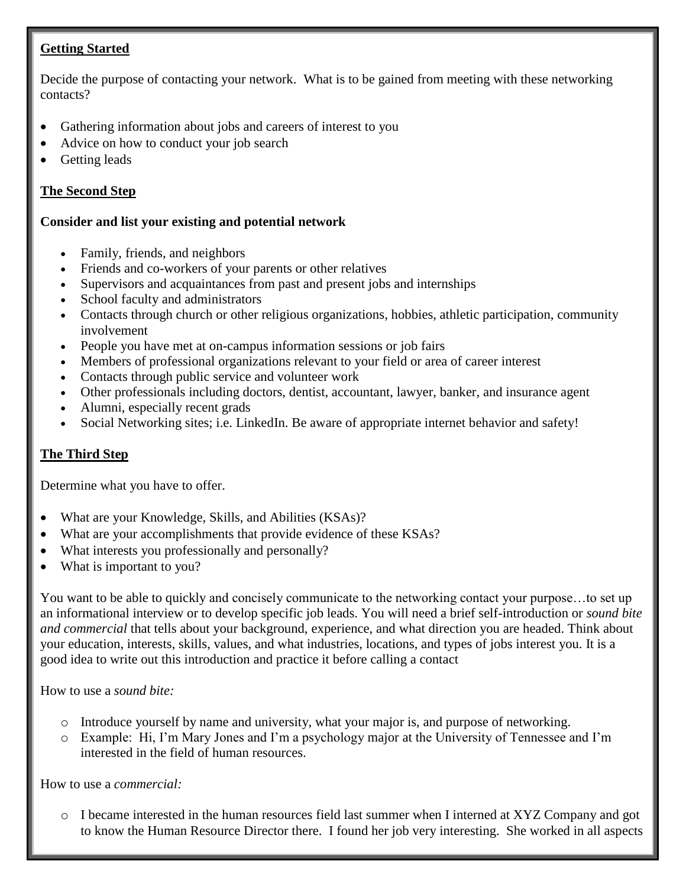**Getting Started**

Decide the purpose of contacting your network. What is to be gained from meeting with these networking contacts?

- Gathering information about jobs and careers of interest to you
- Advice on how to conduct your job search
- Getting leads

**The Second Step**

**Consider and list your existing and potential network**

- Family, friends, and neighbors
- Friends and co-workers of your parents or other relatives
- Supervisors and acquaintances from past and present jobs and internships
- School faculty and administrators
- Contacts through church or other religious organizations, hobbies, athletic participation, community involvement
- People you have met at on-campus information sessions or job fairs
- Members of professional organizations relevant to your field or area of career interest
- Contacts through public service and volunteer work
- Other professionals including doctors, dentist, accountant, lawyer, banker, and insurance agent
- Alumni, especially recent grads
- Social Networking sites; i.e. LinkedIn. Be aware of appropriate internet behavior and safety!

**The Third Step**

Determine what you have to offer.

- What are your Knowledge, Skills, and Abilities (KSAs)?
- What are your accomplishments that provide evidence of these KSAs?
- What interests you professionally and personally?
- What is important to you?

You want to be able to quickly and concisely communicate to the networking contact your purpose…to set up an informational interview or to develop specific job leads. You will need a brief self-introduction or *sound bite and commercial* that tells about your background, experience, and what direction you are headed. Think about your education, interests, skills, values, and what industries, locations, and types of jobs interest you. It is a good idea to write out this introduction and practice it before calling a contact

How to use a *sound bite:*

- Introduce yourself by name and university, what your major is, and purpose of networking.
- Example: Hi, I'm Mary Jones and I'm a psychology major at the University of Tennessee and I'm interested in the field of human resources.

How to use a *commercial:*

- I became interested in the human resources field last summer when I interned at XYZ Company and got to know the Human Resource Director there. I found her job very interesting. She worked in all aspects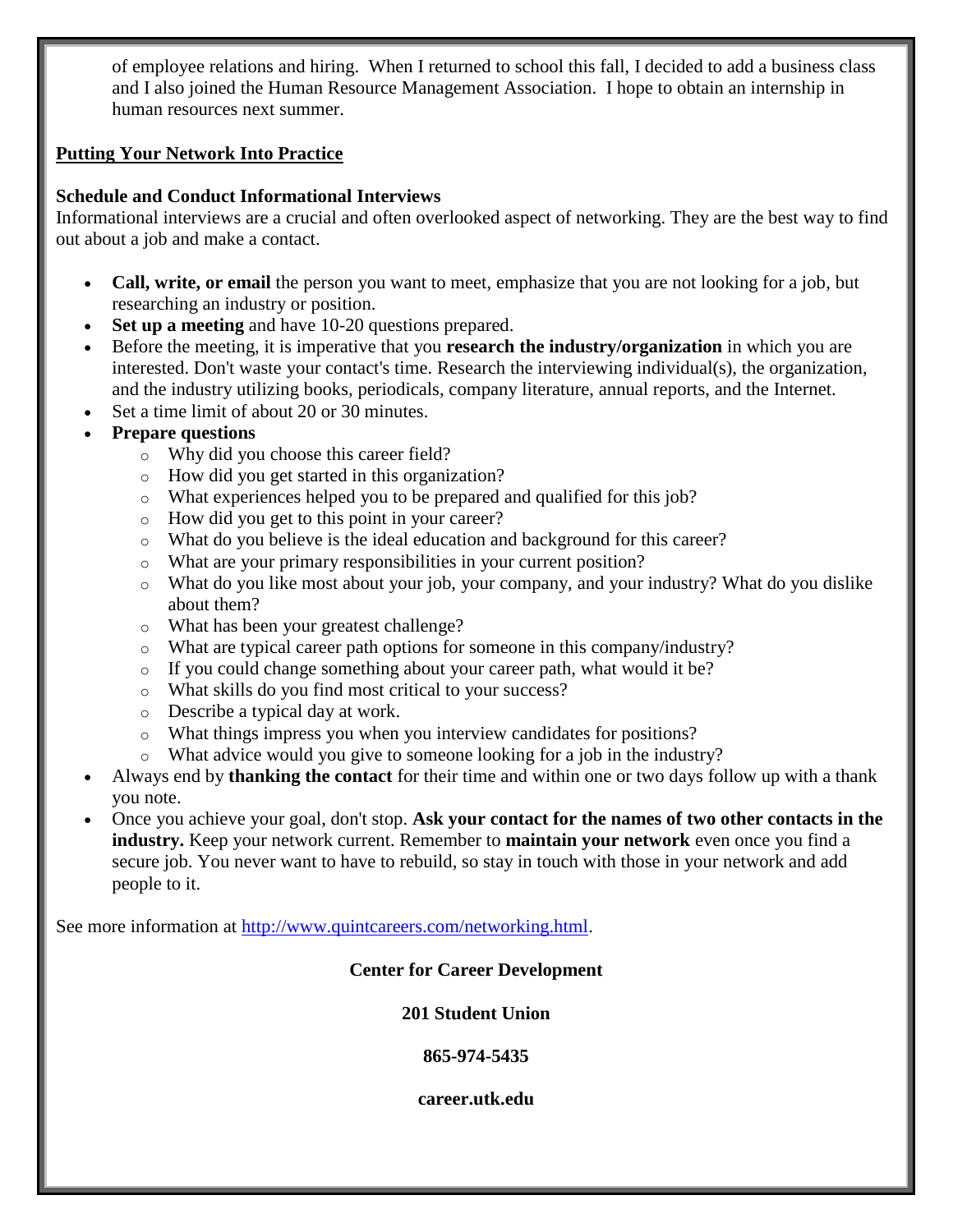of employee relations and hiring. When I returned to school this fall, I decided to add a business class and I also joined the Human Resource Management Association. I hope to obtain an internship in human resources next summer.

## Putting Your Network Into Practice

### Schedule and Conduct Informational Interviews

Informational interviews are a crucial and often overlooked aspect of networking. They are the best way to find out about a job and make a contact.

- **Call, write, or email** the person you want to meet, emphasize that you are not looking for a job, but researching an industry or position.
- **Set up a meeting** and have 10-20 questions prepared.
- Before the meeting, it is imperative that you **research the industry/organization** in which you are interested. Don't waste your contact's time. Research the interviewing individual(s), the organization, and the industry utilizing books, periodicals, company literature, annual reports, and the Internet.
- Set a time limit of about 20 or 30 minutes.
- **Prepare questions**
  - Why did you choose this career field?
  - How did you get started in this organization?
  - What experiences helped you to be prepared and qualified for this job?
  - How did you get to this point in your career?
  - What do you believe is the ideal education and background for this career?
  - What are your primary responsibilities in your current position?
  - What do you like most about your job, your company, and your industry? What do you dislike about them?
  - What has been your greatest challenge?
  - What are typical career path options for someone in this company/industry?
  - If you could change something about your career path, what would it be?
  - What skills do you find most critical to your success?
  - Describe a typical day at work.
  - What things impress you when you interview candidates for positions?
  - What advice would you give to someone looking for a job in the industry?
- Always end by **thanking the contact** for their time and within one or two days follow up with a thank you note.
- Once you achieve your goal, don't stop. **Ask your contact for the names of two other contacts in the industry.** Keep your network current. Remember to **maintain your network** even once you find a secure job. You never want to have to rebuild, so stay in touch with those in your network and add people to it.

See more information at http://www.quintcareers.com/networking.html.

**Center for Career Development**

**201 Student Union**

**865-974-5435**

**career.utk.edu**